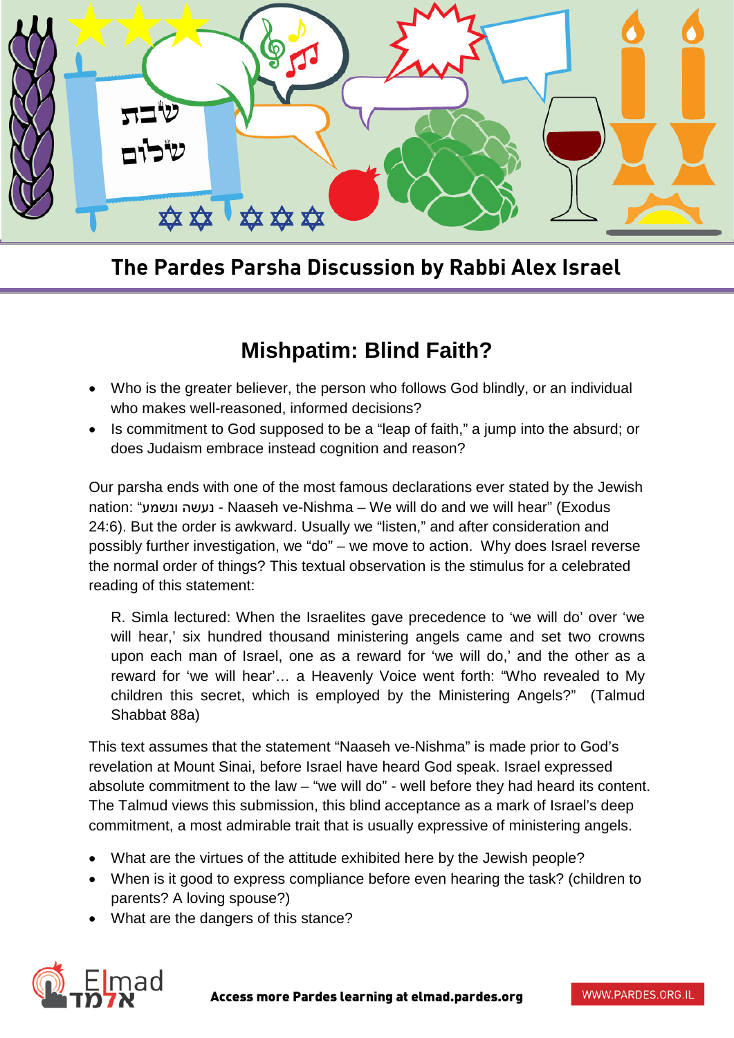## The Pardes Parsha Discussion by Rabbi Alex Israel

# Mishpatim: Blind Faith?

- Who is the greater believer, the person who follows God blindly, or an individual who makes well-reasoned, informed decisions?
- Is commitment to God supposed to be a "leap of faith," a jump into the absurd; or does Judaism embrace instead cognition and reason?

Our parsha ends with one of the most famous declarations ever stated by the Jewish nation: "נעשה ונשמע - Naaseh ve-Nishma – We will do and we will hear" (Exodus 24:6). But the order is awkward. Usually we "listen," and after consideration and possibly further investigation, we "do" – we move to action. Why does Israel reverse the normal order of things? This textual observation is the stimulus for a celebrated reading of this statement:

> R. Simla lectured: When the Israelites gave precedence to 'we will do' over 'we will hear,' six hundred thousand ministering angels came and set two crowns upon each man of Israel, one as a reward for 'we will do,' and the other as a reward for 'we will hear'… a Heavenly Voice went forth: "Who revealed to My children this secret, which is employed by the Ministering Angels?" (Talmud Shabbat 88a)

This text assumes that the statement "Naaseh ve-Nishma" is made prior to God's revelation at Mount Sinai, before Israel have heard God speak. Israel expressed absolute commitment to the law – "we will do" - well before they had heard its content. The Talmud views this submission, this blind acceptance as a mark of Israel's deep commitment, a most admirable trait that is usually expressive of ministering angels.

- What are the virtues of the attitude exhibited here by the Jewish people?
- When is it good to express compliance before even hearing the task? (children to parents? A loving spouse?)
- What are the dangers of this stance?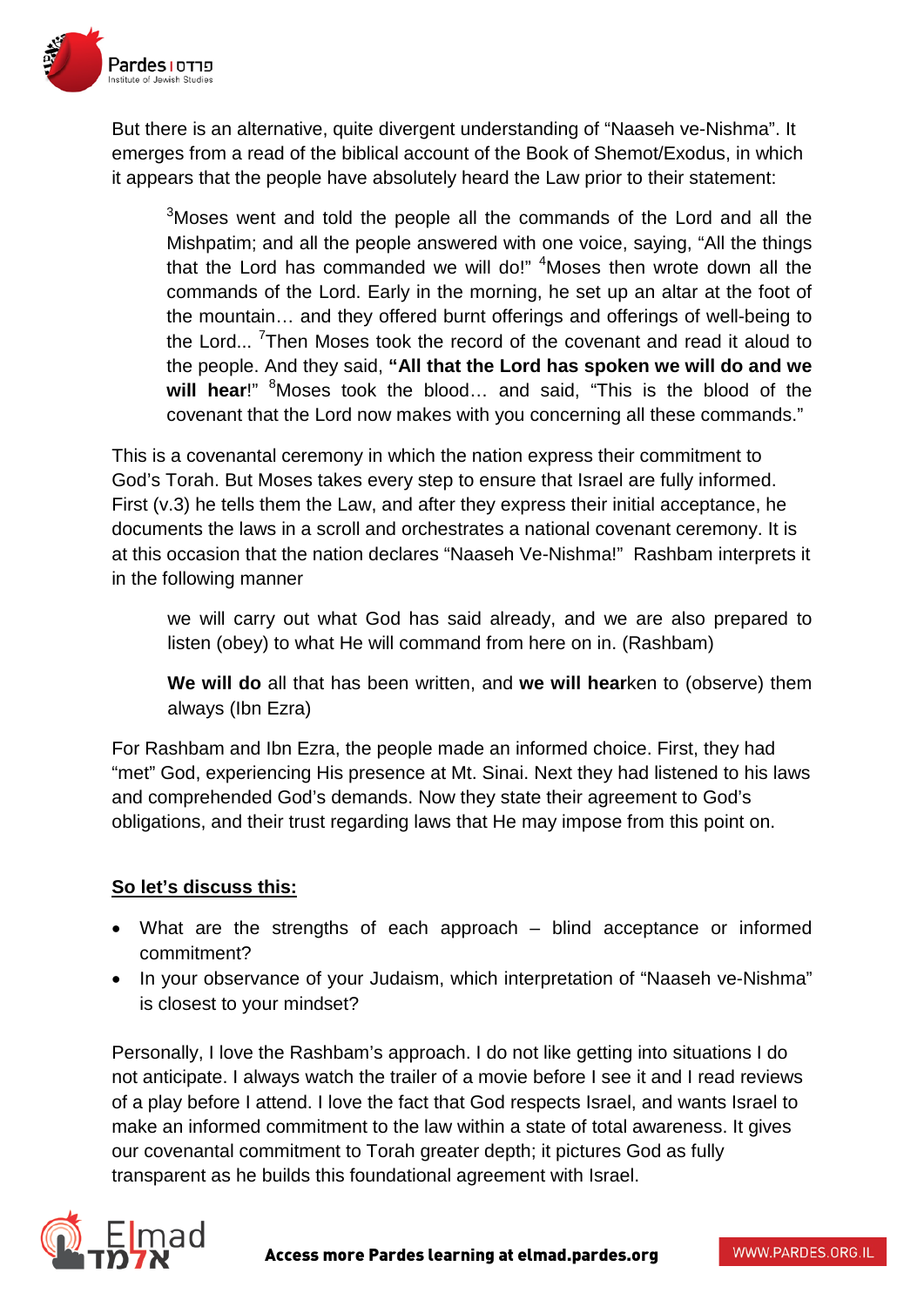But there is an alternative, quite divergent understanding of "Naaseh ve-Nishma". It emerges from a read of the biblical account of the Book of Shemot/Exodus, in which it appears that the people have absolutely heard the Law prior to their statement:

> [3]Moses went and told the people all the commands of the Lord and all the Mishpatim; and all the people answered with one voice, saying, "All the things that the Lord has commanded we will do!" [4]Moses then wrote down all the commands of the Lord. Early in the morning, he set up an altar at the foot of the mountain… and they offered burnt offerings and offerings of well-being to the Lord... [7]Then Moses took the record of the covenant and read it aloud to the people. And they said, **"All that the Lord has spoken we will do and we will hear**!" [8]Moses took the blood… and said, "This is the blood of the covenant that the Lord now makes with you concerning all these commands."

This is a covenantal ceremony in which the nation express their commitment to God's Torah. But Moses takes every step to ensure that Israel are fully informed. First (v.3) he tells them the Law, and after they express their initial acceptance, he documents the laws in a scroll and orchestrates a national covenant ceremony. It is at this occasion that the nation declares "Naaseh Ve-Nishma!" Rashbam interprets it in the following manner

> we will carry out what God has said already, and we are also prepared to listen (obey) to what He will command from here on in. (Rashbam)
>
> **We will do** all that has been written, and **we will hear**ken to (observe) them always (Ibn Ezra)

For Rashbam and Ibn Ezra, the people made an informed choice. First, they had "met" God, experiencing His presence at Mt. Sinai. Next they had listened to his laws and comprehended God's demands. Now they state their agreement to God's obligations, and their trust regarding laws that He may impose from this point on.

**<u>So let's discuss this:</u>**

- What are the strengths of each approach – blind acceptance or informed commitment?
- In your observance of your Judaism, which interpretation of "Naaseh ve-Nishma" is closest to your mindset?

Personally, I love the Rashbam's approach. I do not like getting into situations I do not anticipate. I always watch the trailer of a movie before I see it and I read reviews of a play before I attend. I love the fact that God respects Israel, and wants Israel to make an informed commitment to the law within a state of total awareness. It gives our covenantal commitment to Torah greater depth; it pictures God as fully transparent as he builds this foundational agreement with Israel.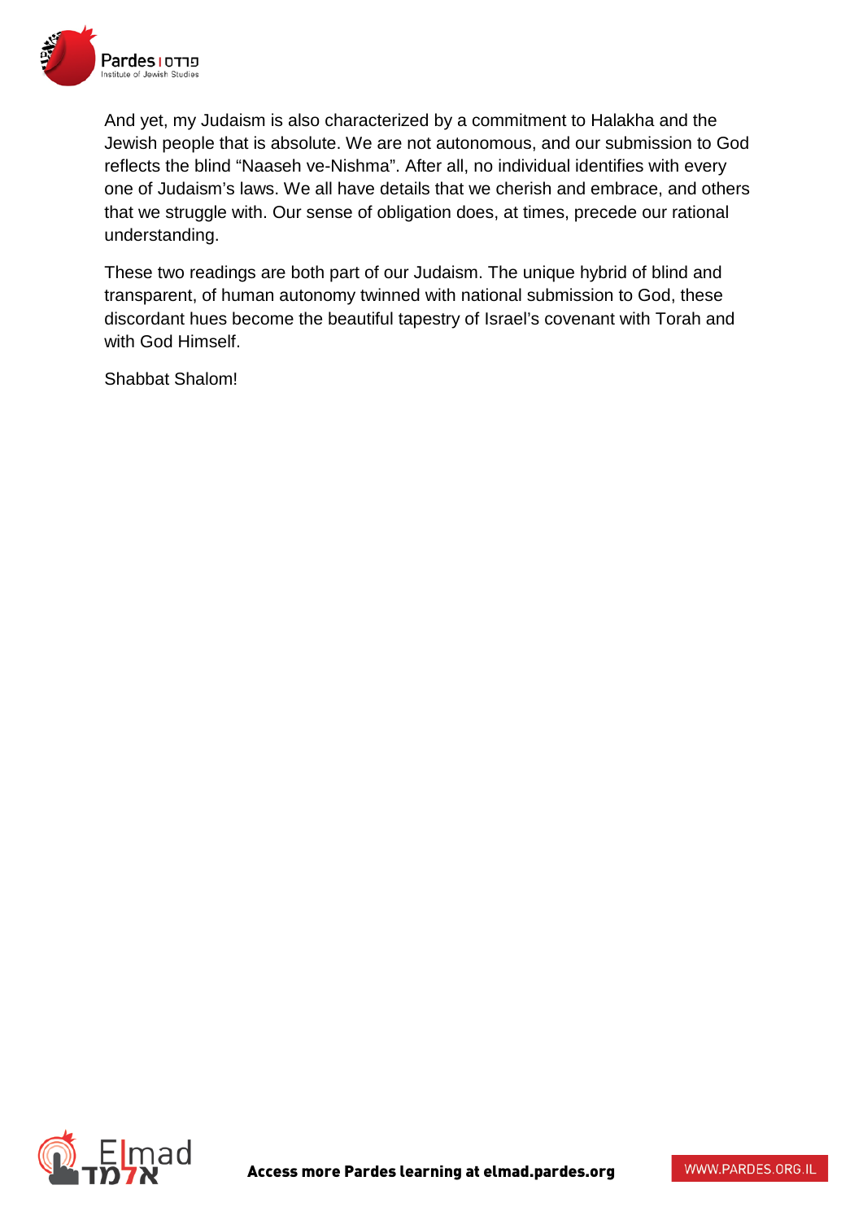And yet, my Judaism is also characterized by a commitment to Halakha and the Jewish people that is absolute. We are not autonomous, and our submission to God reflects the blind "Naaseh ve-Nishma". After all, no individual identifies with every one of Judaism's laws. We all have details that we cherish and embrace, and others that we struggle with. Our sense of obligation does, at times, precede our rational understanding.

These two readings are both part of our Judaism. The unique hybrid of blind and transparent, of human autonomy twinned with national submission to God, these discordant hues become the beautiful tapestry of Israel's covenant with Torah and with God Himself.

Shabbat Shalom!